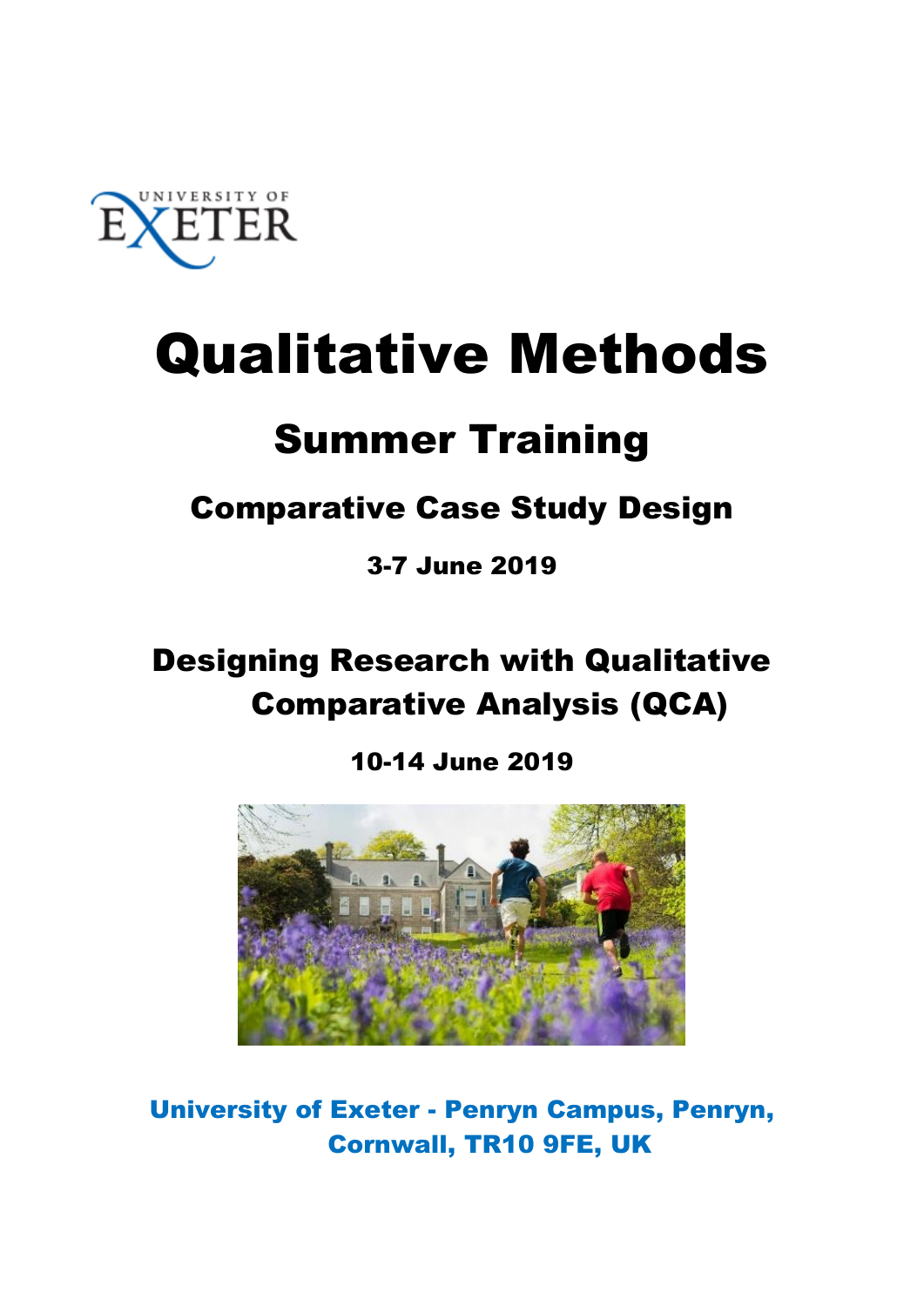UNIVERSITY OF EXETER

# Qualitative Methods

## Summer Training

### Comparative Case Study Design

**3-7 June 2019**

### Designing Research with Qualitative Comparative Analysis (QCA)

**10-14 June 2019**

**University of Exeter - Penryn Campus, Penryn, Cornwall, TR10 9FE, UK**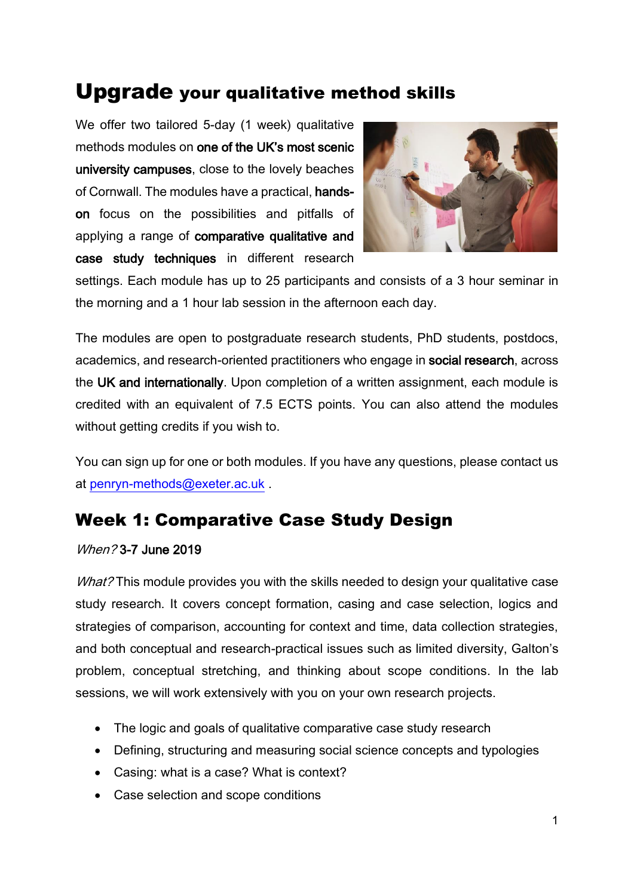# **Upgrade** your qualitative method skills

We offer two tailored 5-day (1 week) qualitative methods modules on **one of the UK's most scenic university campuses**, close to the lovely beaches of Cornwall. The modules have a practical, **hands-on** focus on the possibilities and pitfalls of applying a range of **comparative qualitative and case study techniques** in different research settings. Each module has up to 25 participants and consists of a 3 hour seminar in the morning and a 1 hour lab session in the afternoon each day.

The modules are open to postgraduate research students, PhD students, postdocs, academics, and research-oriented practitioners who engage in **social research**, across the **UK and internationally**. Upon completion of a written assignment, each module is credited with an equivalent of 7.5 ECTS points. You can also attend the modules without getting credits if you wish to.

You can sign up for one or both modules. If you have any questions, please contact us at penryn-methods@exeter.ac.uk .

## Week 1: Comparative Case Study Design

*When?* **3-7 June 2019**

*What?* This module provides you with the skills needed to design your qualitative case study research. It covers concept formation, casing and case selection, logics and strategies of comparison, accounting for context and time, data collection strategies, and both conceptual and research-practical issues such as limited diversity, Galton's problem, conceptual stretching, and thinking about scope conditions. In the lab sessions, we will work extensively with you on your own research projects.

- The logic and goals of qualitative comparative case study research
- Defining, structuring and measuring social science concepts and typologies
- Casing: what is a case? What is context?
- Case selection and scope conditions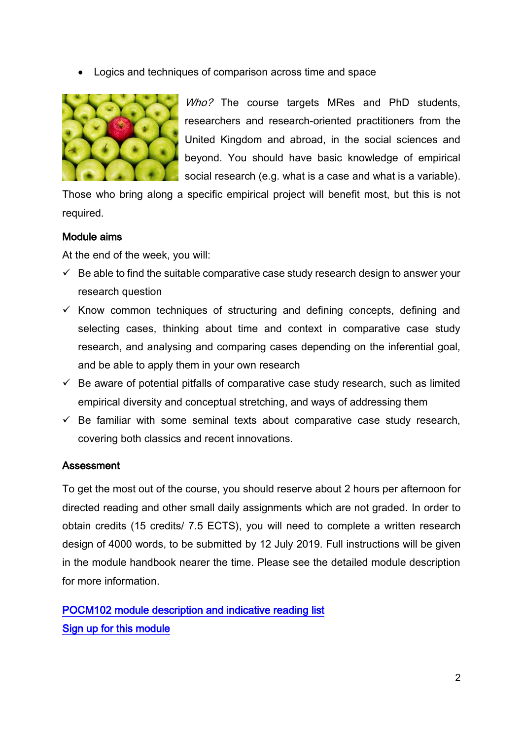- Logics and techniques of comparison across time and space

*Who?* The course targets MRes and PhD students, researchers and research-oriented practitioners from the United Kingdom and abroad, in the social sciences and beyond. You should have basic knowledge of empirical social research (e.g. what is a case and what is a variable). Those who bring along a specific empirical project will benefit most, but this is not required.

**Module aims**

At the end of the week, you will:

- ✓ Be able to find the suitable comparative case study research design to answer your research question
- ✓ Know common techniques of structuring and defining concepts, defining and selecting cases, thinking about time and context in comparative case study research, and analysing and comparing cases depending on the inferential goal, and be able to apply them in your own research
- ✓ Be aware of potential pitfalls of comparative case study research, such as limited empirical diversity and conceptual stretching, and ways of addressing them
- ✓ Be familiar with some seminal texts about comparative case study research, covering both classics and recent innovations.

**Assessment**

To get the most out of the course, you should reserve about 2 hours per afternoon for directed reading and other small daily assignments which are not graded. In order to obtain credits (15 credits/ 7.5 ECTS), you will need to complete a written research design of 4000 words, to be submitted by 12 July 2019. Full instructions will be given in the module handbook nearer the time. Please see the detailed module description for more information.

**POCM102 module description and indicative reading list**

**Sign up for this module**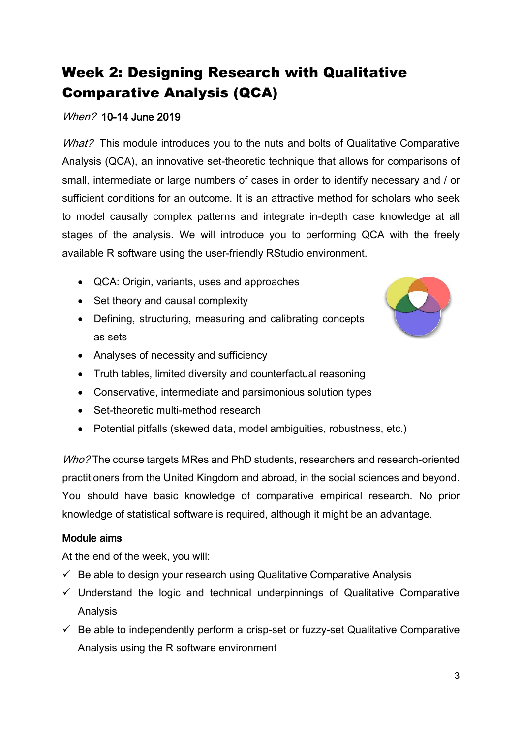# Week 2: Designing Research with Qualitative Comparative Analysis (QCA)

*When?* 10-14 June 2019

*What?* This module introduces you to the nuts and bolts of Qualitative Comparative Analysis (QCA), an innovative set-theoretic technique that allows for comparisons of small, intermediate or large numbers of cases in order to identify necessary and / or sufficient conditions for an outcome. It is an attractive method for scholars who seek to model causally complex patterns and integrate in-depth case knowledge at all stages of the analysis. We will introduce you to performing QCA with the freely available R software using the user-friendly RStudio environment.

- QCA: Origin, variants, uses and approaches
- Set theory and causal complexity
- Defining, structuring, measuring and calibrating concepts as sets
- Analyses of necessity and sufficiency
- Truth tables, limited diversity and counterfactual reasoning
- Conservative, intermediate and parsimonious solution types
- Set-theoretic multi-method research
- Potential pitfalls (skewed data, model ambiguities, robustness, etc.)

*Who?* The course targets MRes and PhD students, researchers and research-oriented practitioners from the United Kingdom and abroad, in the social sciences and beyond. You should have basic knowledge of comparative empirical research. No prior knowledge of statistical software is required, although it might be an advantage.

### Module aims

At the end of the week, you will:

- ✓ Be able to design your research using Qualitative Comparative Analysis
- ✓ Understand the logic and technical underpinnings of Qualitative Comparative Analysis
- ✓ Be able to independently perform a crisp-set or fuzzy-set Qualitative Comparative Analysis using the R software environment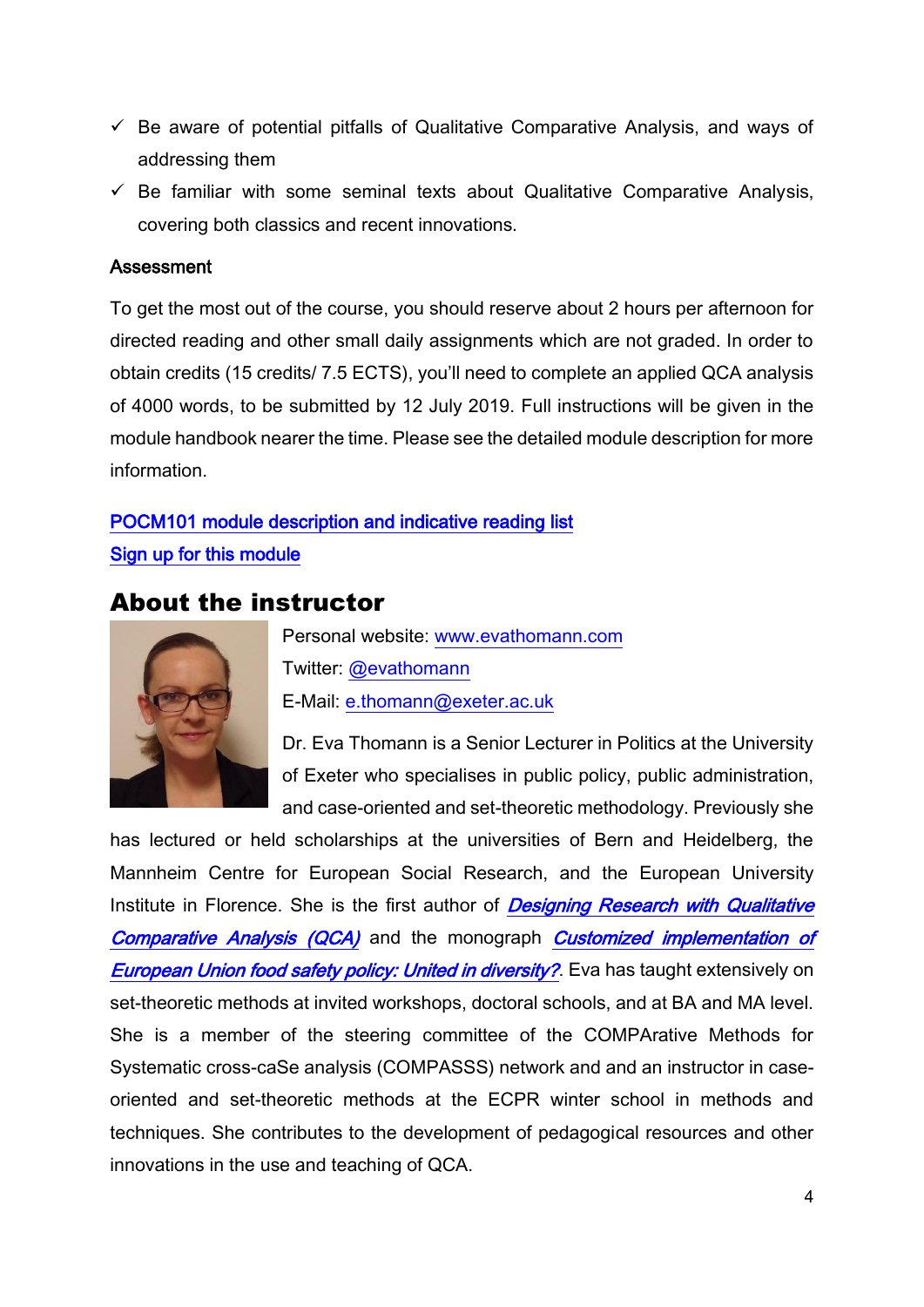- ✓ Be aware of potential pitfalls of Qualitative Comparative Analysis, and ways of addressing them
- ✓ Be familiar with some seminal texts about Qualitative Comparative Analysis, covering both classics and recent innovations.

**Assessment**

To get the most out of the course, you should reserve about 2 hours per afternoon for directed reading and other small daily assignments which are not graded. In order to obtain credits (15 credits/ 7.5 ECTS), you'll need to complete an applied QCA analysis of 4000 words, to be submitted by 12 July 2019. Full instructions will be given in the module handbook nearer the time. Please see the detailed module description for more information.

[POCM101 module description and indicative reading list]

[Sign up for this module]

## About the instructor

Personal website: www.evathomann.com

Twitter: @evathomann

E-Mail: e.thomann@exeter.ac.uk

Dr. Eva Thomann is a Senior Lecturer in Politics at the University of Exeter who specialises in public policy, public administration, and case-oriented and set-theoretic methodology. Previously she has lectured or held scholarships at the universities of Bern and Heidelberg, the Mannheim Centre for European Social Research, and the European University Institute in Florence. She is the first author of *Designing Research with Qualitative Comparative Analysis (QCA)* and the monograph *Customized implementation of European Union food safety policy: United in diversity?*. Eva has taught extensively on set-theoretic methods at invited workshops, doctoral schools, and at BA and MA level. She is a member of the steering committee of the COMPArative Methods for Systematic cross-caSe analysis (COMPASSS) network and and an instructor in case-oriented and set-theoretic methods at the ECPR winter school in methods and techniques. She contributes to the development of pedagogical resources and other innovations in the use and teaching of QCA.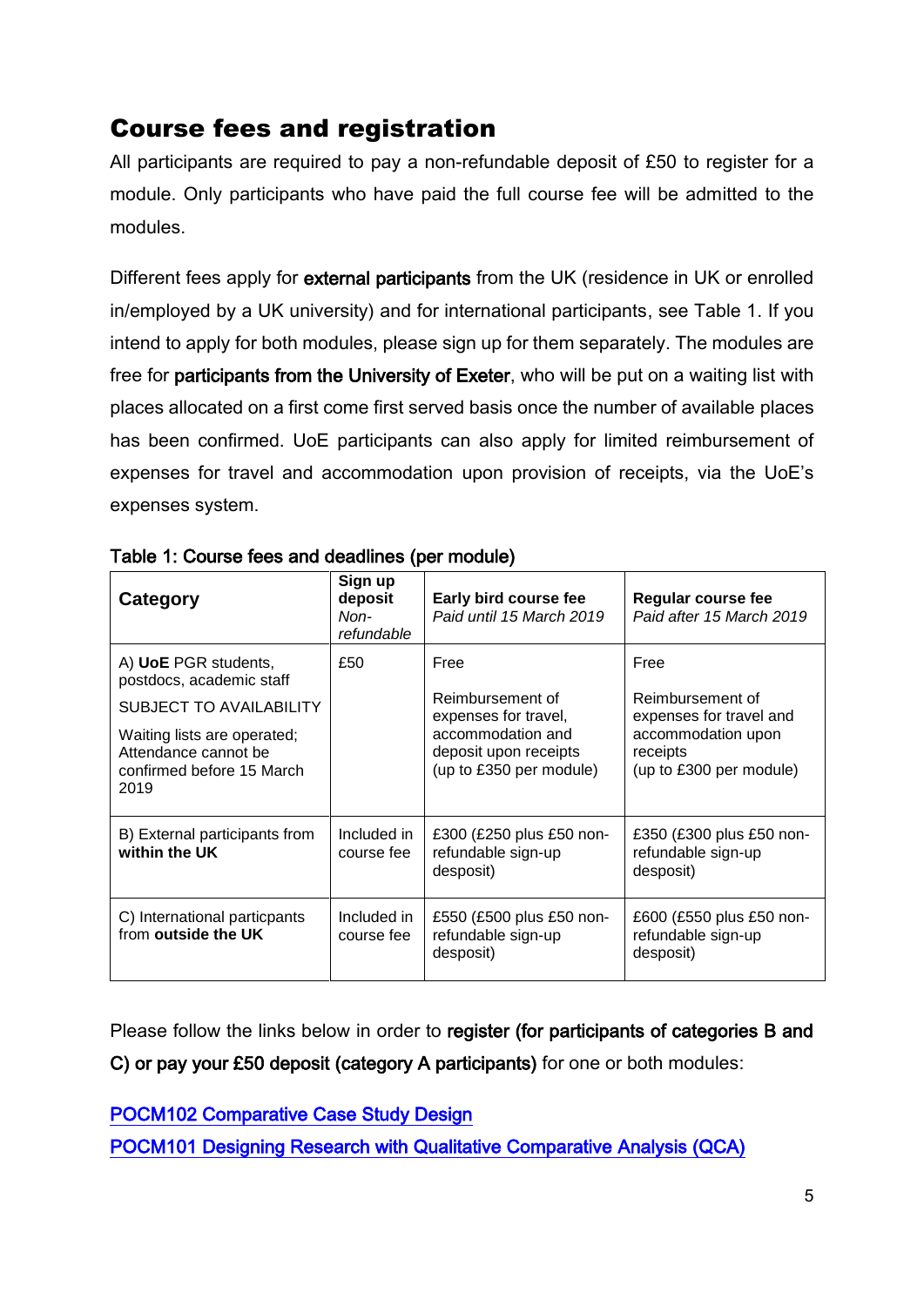## Course fees and registration

All participants are required to pay a non-refundable deposit of £50 to register for a module. Only participants who have paid the full course fee will be admitted to the modules.

Different fees apply for **external participants** from the UK (residence in UK or enrolled in/employed by a UK university) and for international participants, see Table 1. If you intend to apply for both modules, please sign up for them separately. The modules are free for **participants from the University of Exeter**, who will be put on a waiting list with places allocated on a first come first served basis once the number of available places has been confirmed. UoE participants can also apply for limited reimbursement of expenses for travel and accommodation upon provision of receipts, via the UoE's expenses system.

**Table 1: Course fees and deadlines (per module)**

| **Category** | **Sign up deposit** *Non-refundable* | **Early bird course fee** *Paid until 15 March 2019* | **Regular course fee** *Paid after 15 March 2019* |
|---|---|---|---|
| A) **UoE** PGR students, postdocs, academic staff<br>SUBJECT TO AVAILABILITY<br>Waiting lists are operated; Attendance cannot be confirmed before 15 March 2019 | £50 | Free<br>Reimbursement of expenses for travel, accommodation and deposit upon receipts (up to £350 per module) | Free<br>Reimbursement of expenses for travel and accommodation upon receipts (up to £300 per module) |
| B) External participants from **within the UK** | Included in course fee | £300 (£250 plus £50 non-refundable sign-up desposit) | £350 (£300 plus £50 non-refundable sign-up desposit) |
| C) International particpants from **outside the UK** | Included in course fee | £550 (£500 plus £50 non-refundable sign-up desposit) | £600 (£550 plus £50 non-refundable sign-up desposit) |

Please follow the links below in order to **register (for participants of categories B and C) or pay your £50 deposit (category A participants)** for one or both modules:

POCM102 Comparative Case Study Design

POCM101 Designing Research with Qualitative Comparative Analysis (QCA)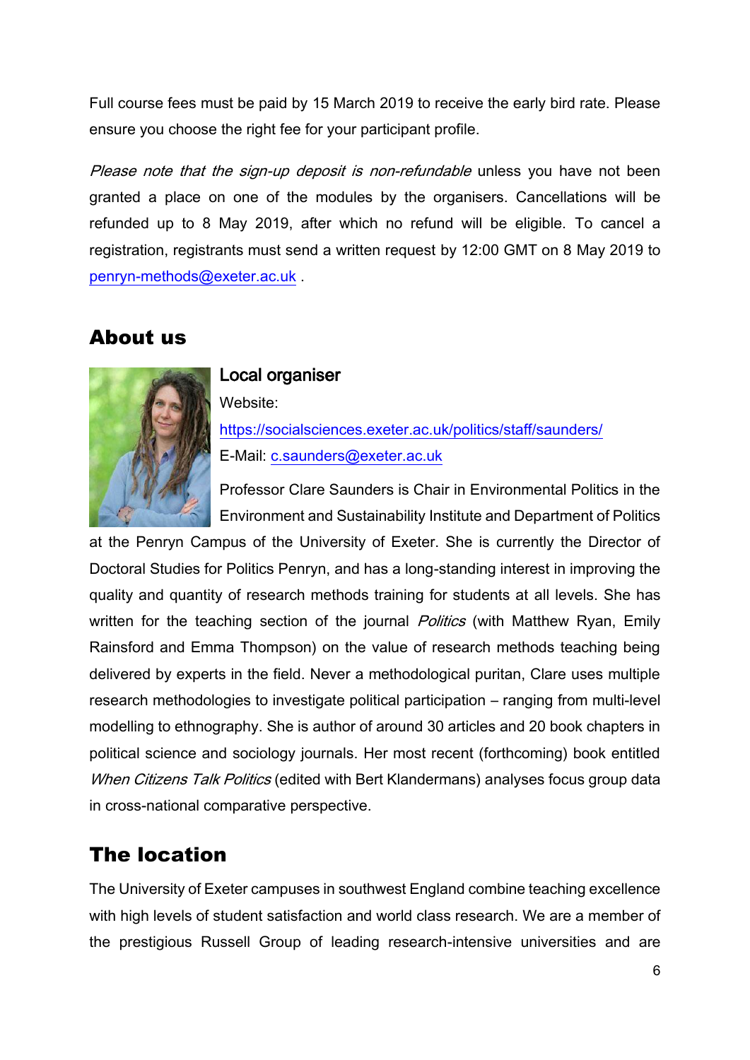Full course fees must be paid by 15 March 2019 to receive the early bird rate. Please ensure you choose the right fee for your participant profile.

*Please note that the sign-up deposit is non-refundable* unless you have not been granted a place on one of the modules by the organisers. Cancellations will be refunded up to 8 May 2019, after which no refund will be eligible. To cancel a registration, registrants must send a written request by 12:00 GMT on 8 May 2019 to penryn-methods@exeter.ac.uk .

## About us

### Local organiser

Website:
https://socialsciences.exeter.ac.uk/politics/staff/saunders/
E-Mail: c.saunders@exeter.ac.uk

Professor Clare Saunders is Chair in Environmental Politics in the Environment and Sustainability Institute and Department of Politics at the Penryn Campus of the University of Exeter. She is currently the Director of Doctoral Studies for Politics Penryn, and has a long-standing interest in improving the quality and quantity of research methods training for students at all levels. She has written for the teaching section of the journal *Politics* (with Matthew Ryan, Emily Rainsford and Emma Thompson) on the value of research methods teaching being delivered by experts in the field. Never a methodological puritan, Clare uses multiple research methodologies to investigate political participation – ranging from multi-level modelling to ethnography. She is author of around 30 articles and 20 book chapters in political science and sociology journals. Her most recent (forthcoming) book entitled *When Citizens Talk Politics* (edited with Bert Klandermans) analyses focus group data in cross-national comparative perspective.

## The location

The University of Exeter campuses in southwest England combine teaching excellence with high levels of student satisfaction and world class research. We are a member of the prestigious Russell Group of leading research-intensive universities and are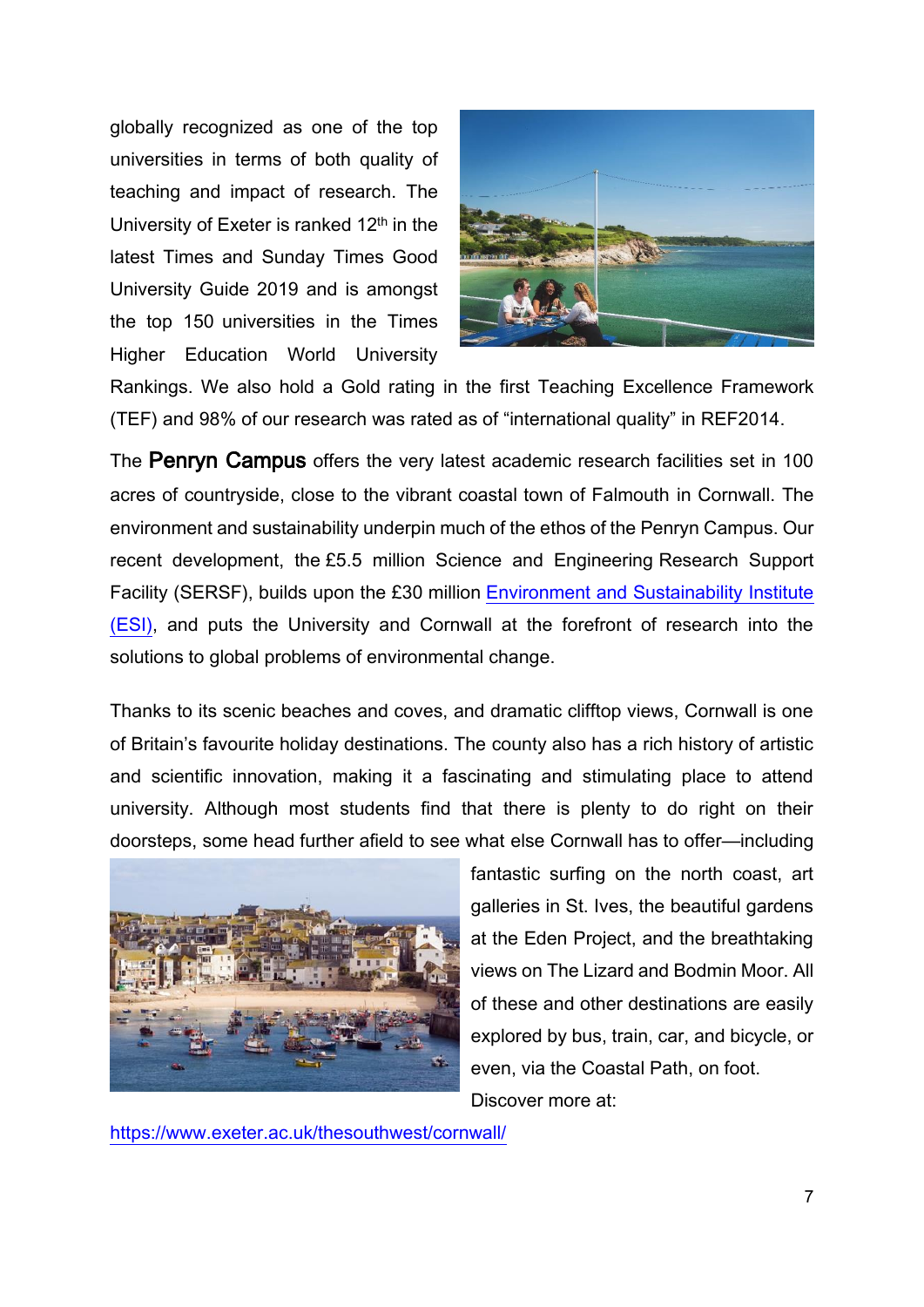globally recognized as one of the top universities in terms of both quality of teaching and impact of research. The University of Exeter is ranked 12th in the latest Times and Sunday Times Good University Guide 2019 and is amongst the top 150 universities in the Times Higher Education World University Rankings. We also hold a Gold rating in the first Teaching Excellence Framework (TEF) and 98% of our research was rated as of "international quality" in REF2014.

The **Penryn Campus** offers the very latest academic research facilities set in 100 acres of countryside, close to the vibrant coastal town of Falmouth in Cornwall. The environment and sustainability underpin much of the ethos of the Penryn Campus. Our recent development, the £5.5 million Science and Engineering Research Support Facility (SERSF), builds upon the £30 million [Environment and Sustainability Institute (ESI)](), and puts the University and Cornwall at the forefront of research into the solutions to global problems of environmental change.

Thanks to its scenic beaches and coves, and dramatic clifftop views, Cornwall is one of Britain's favourite holiday destinations. The county also has a rich history of artistic and scientific innovation, making it a fascinating and stimulating place to attend university. Although most students find that there is plenty to do right on their doorsteps, some head further afield to see what else Cornwall has to offer—including fantastic surfing on the north coast, art galleries in St. Ives, the beautiful gardens at the Eden Project, and the breathtaking views on The Lizard and Bodmin Moor. All of these and other destinations are easily explored by bus, train, car, and bicycle, or even, via the Coastal Path, on foot. Discover more at:

https://www.exeter.ac.uk/thesouthwest/cornwall/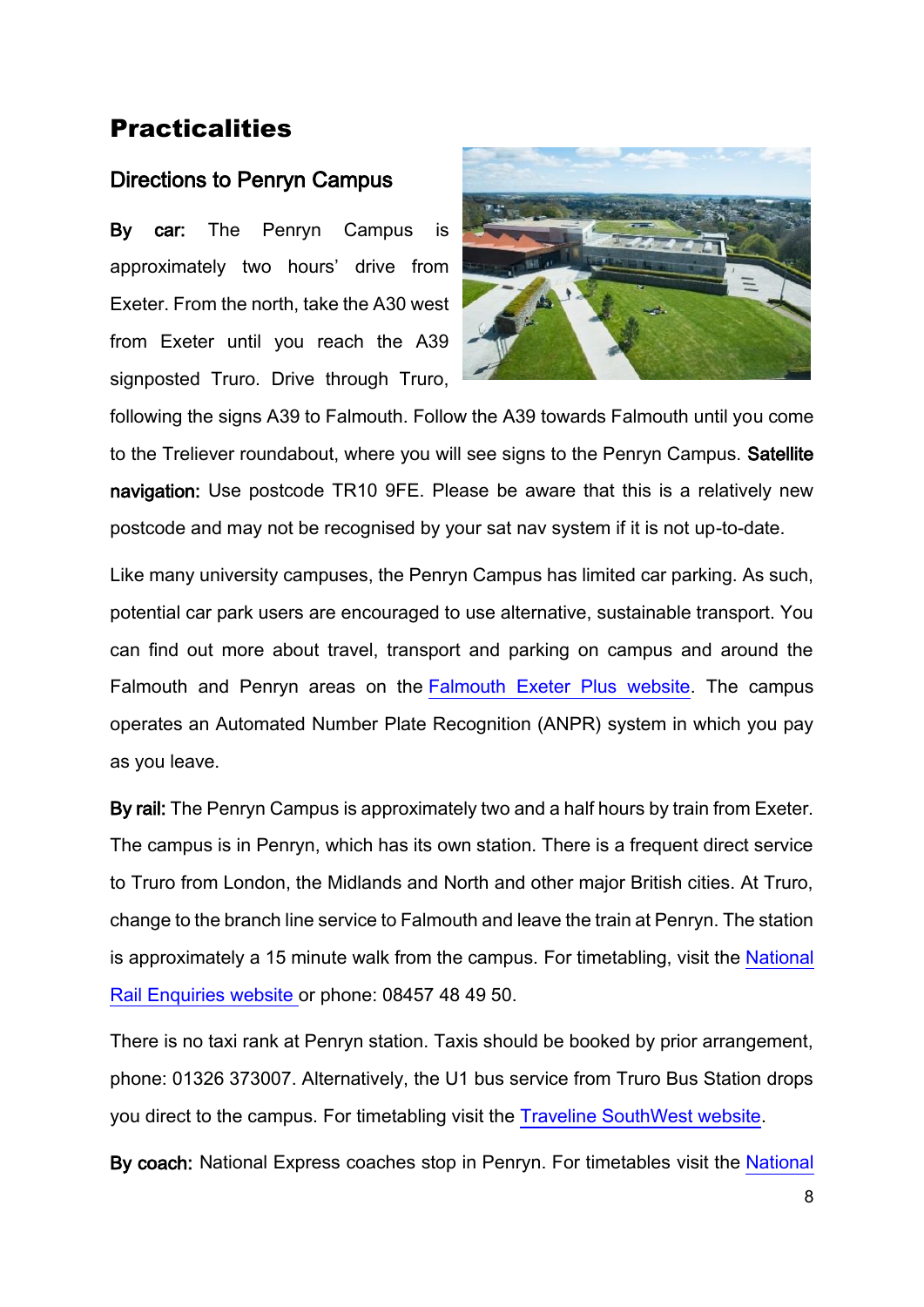## Practicalities

### Directions to Penryn Campus

**By car:** The Penryn Campus is approximately two hours' drive from Exeter. From the north, take the A30 west from Exeter until you reach the A39 signposted Truro. Drive through Truro, following the signs A39 to Falmouth. Follow the A39 towards Falmouth until you come to the Treliever roundabout, where you will see signs to the Penryn Campus. **Satellite navigation:** Use postcode TR10 9FE. Please be aware that this is a relatively new postcode and may not be recognised by your sat nav system if it is not up-to-date.

Like many university campuses, the Penryn Campus has limited car parking. As such, potential car park users are encouraged to use alternative, sustainable transport. You can find out more about travel, transport and parking on campus and around the Falmouth and Penryn areas on the Falmouth Exeter Plus website. The campus operates an Automated Number Plate Recognition (ANPR) system in which you pay as you leave.

**By rail:** The Penryn Campus is approximately two and a half hours by train from Exeter. The campus is in Penryn, which has its own station. There is a frequent direct service to Truro from London, the Midlands and North and other major British cities. At Truro, change to the branch line service to Falmouth and leave the train at Penryn. The station is approximately a 15 minute walk from the campus. For timetabling, visit the National Rail Enquiries website or phone: 08457 48 49 50.

There is no taxi rank at Penryn station. Taxis should be booked by prior arrangement, phone: 01326 373007. Alternatively, the U1 bus service from Truro Bus Station drops you direct to the campus. For timetabling visit the Traveline SouthWest website.

**By coach:** National Express coaches stop in Penryn. For timetables visit the National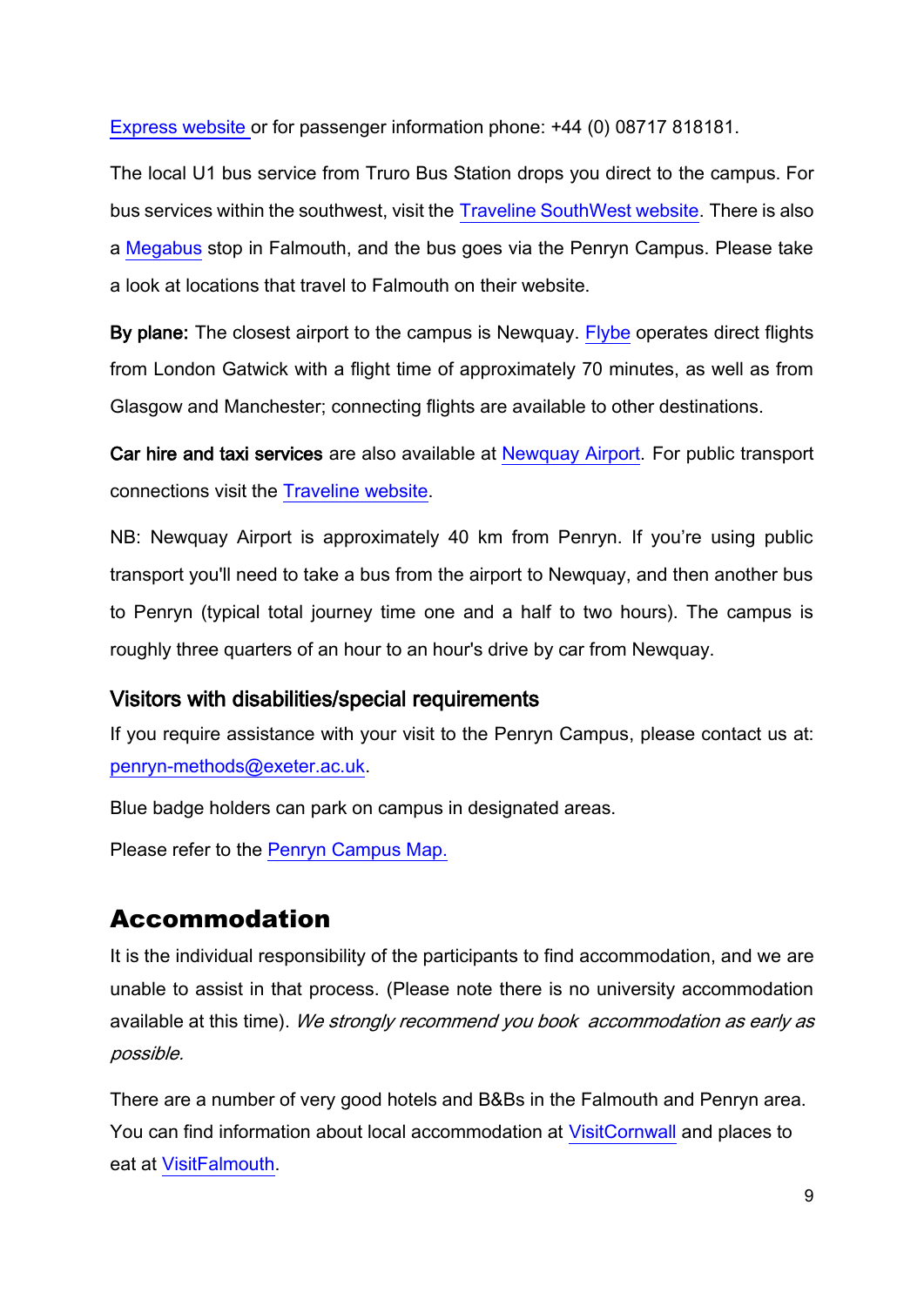Express website or for passenger information phone: +44 (0) 08717 818181.

The local U1 bus service from Truro Bus Station drops you direct to the campus. For bus services within the southwest, visit the Traveline SouthWest website. There is also a Megabus stop in Falmouth, and the bus goes via the Penryn Campus. Please take a look at locations that travel to Falmouth on their website.

**By plane:** The closest airport to the campus is Newquay. Flybe operates direct flights from London Gatwick with a flight time of approximately 70 minutes, as well as from Glasgow and Manchester; connecting flights are available to other destinations.

**Car hire and taxi services** are also available at Newquay Airport. For public transport connections visit the Traveline website.

NB: Newquay Airport is approximately 40 km from Penryn. If you're using public transport you'll need to take a bus from the airport to Newquay, and then another bus to Penryn (typical total journey time one and a half to two hours). The campus is roughly three quarters of an hour to an hour's drive by car from Newquay.

### Visitors with disabilities/special requirements

If you require assistance with your visit to the Penryn Campus, please contact us at: penryn-methods@exeter.ac.uk.

Blue badge holders can park on campus in designated areas.

Please refer to the Penryn Campus Map.

## Accommodation

It is the individual responsibility of the participants to find accommodation, and we are unable to assist in that process. (Please note there is no university accommodation available at this time). *We strongly recommend you book accommodation as early as possible.*

There are a number of very good hotels and B&Bs in the Falmouth and Penryn area. You can find information about local accommodation at VisitCornwall and places to eat at VisitFalmouth.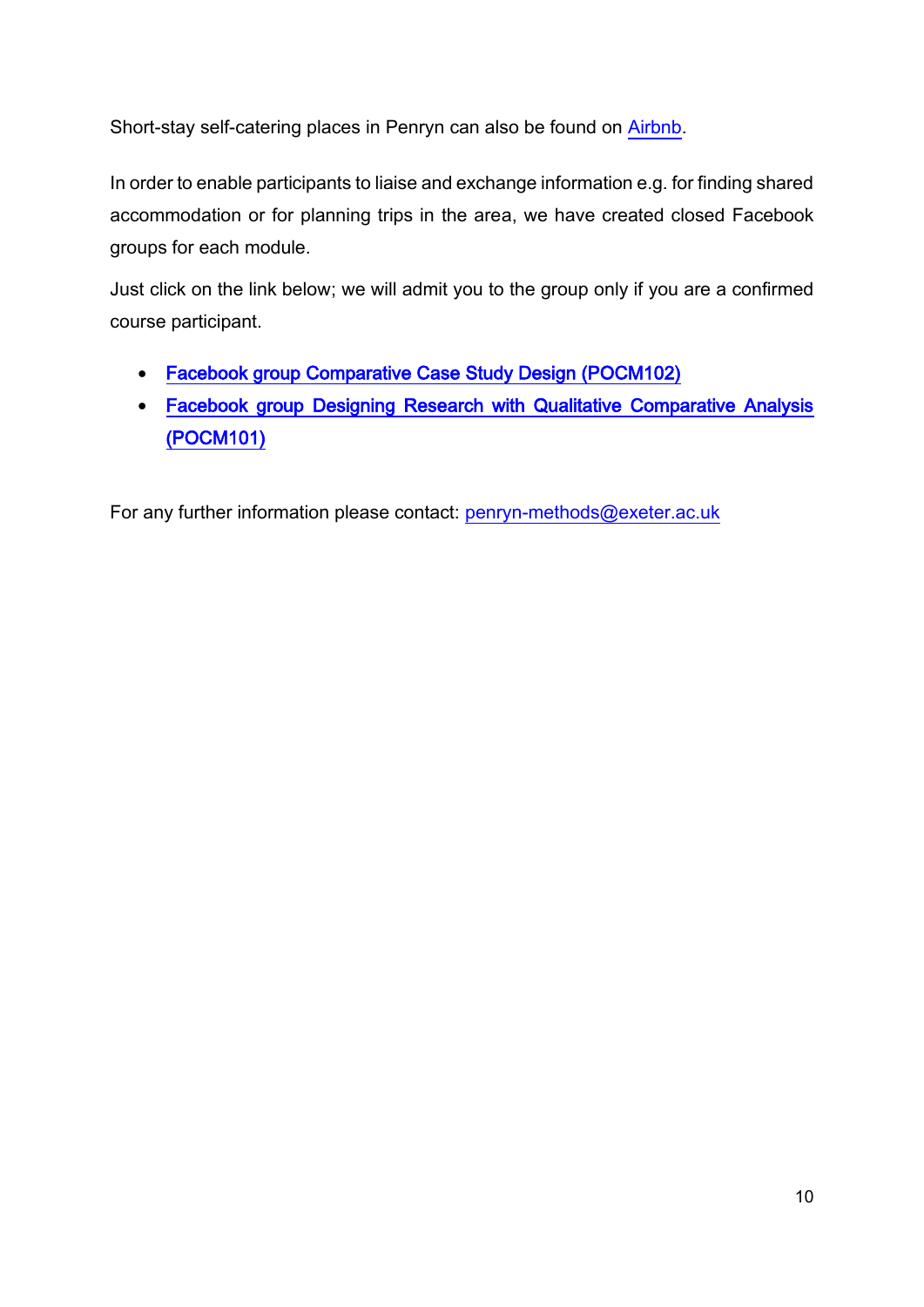Short-stay self-catering places in Penryn can also be found on Airbnb.

In order to enable participants to liaise and exchange information e.g. for finding shared accommodation or for planning trips in the area, we have created closed Facebook groups for each module.

Just click on the link below; we will admit you to the group only if you are a confirmed course participant.

- Facebook group Comparative Case Study Design (POCM102)
- Facebook group Designing Research with Qualitative Comparative Analysis (POCM101)

For any further information please contact: penryn-methods@exeter.ac.uk